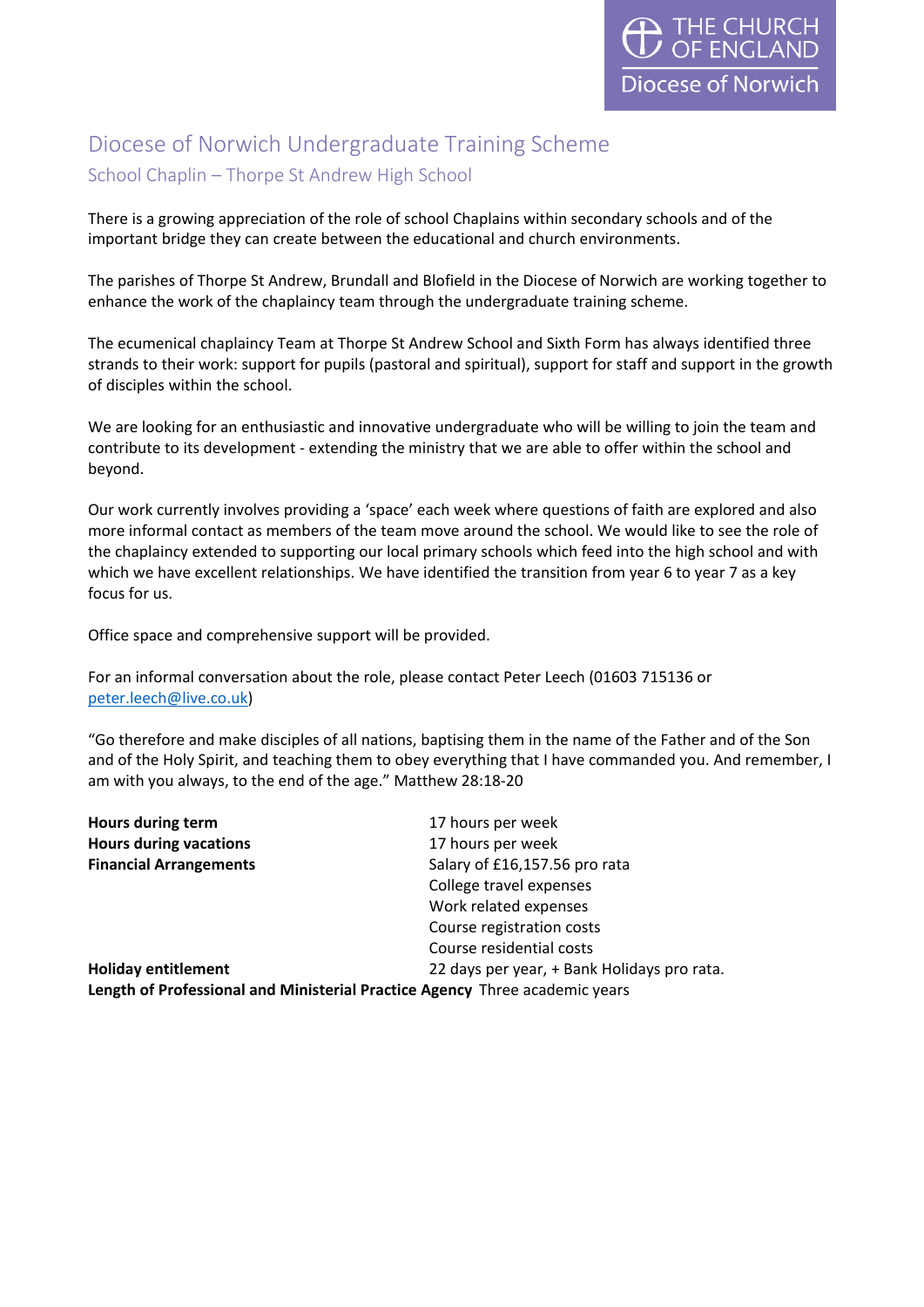THE CHURCH OF ENGLAND
Diocese of Norwich

# Diocese of Norwich Undergraduate Training Scheme

## School Chaplin – Thorpe St Andrew High School

There is a growing appreciation of the role of school Chaplains within secondary schools and of the important bridge they can create between the educational and church environments.

The parishes of Thorpe St Andrew, Brundall and Blofield in the Diocese of Norwich are working together to enhance the work of the chaplaincy team through the undergraduate training scheme.

The ecumenical chaplaincy Team at Thorpe St Andrew School and Sixth Form has always identified three strands to their work: support for pupils (pastoral and spiritual), support for staff and support in the growth of disciples within the school.

We are looking for an enthusiastic and innovative undergraduate who will be willing to join the team and contribute to its development - extending the ministry that we are able to offer within the school and beyond.

Our work currently involves providing a 'space' each week where questions of faith are explored and also more informal contact as members of the team move around the school. We would like to see the role of the chaplaincy extended to supporting our local primary schools which feed into the high school and with which we have excellent relationships. We have identified the transition from year 6 to year 7 as a key focus for us.

Office space and comprehensive support will be provided.

For an informal conversation about the role, please contact Peter Leech (01603 715136 or peter.leech@live.co.uk)

"Go therefore and make disciples of all nations, baptising them in the name of the Father and of the Son and of the Holy Spirit, and teaching them to obey everything that I have commanded you. And remember, I am with you always, to the end of the age." Matthew 28:18-20

| | |
|---|---|
| **Hours during term** | 17 hours per week |
| **Hours during vacations** | 17 hours per week |
| **Financial Arrangements** | Salary of £16,157.56 pro rata<br>College travel expenses<br>Work related expenses<br>Course registration costs<br>Course residential costs |
| **Holiday entitlement** | 22 days per year, + Bank Holidays pro rata. |
| **Length of Professional and Ministerial Practice Agency** | Three academic years |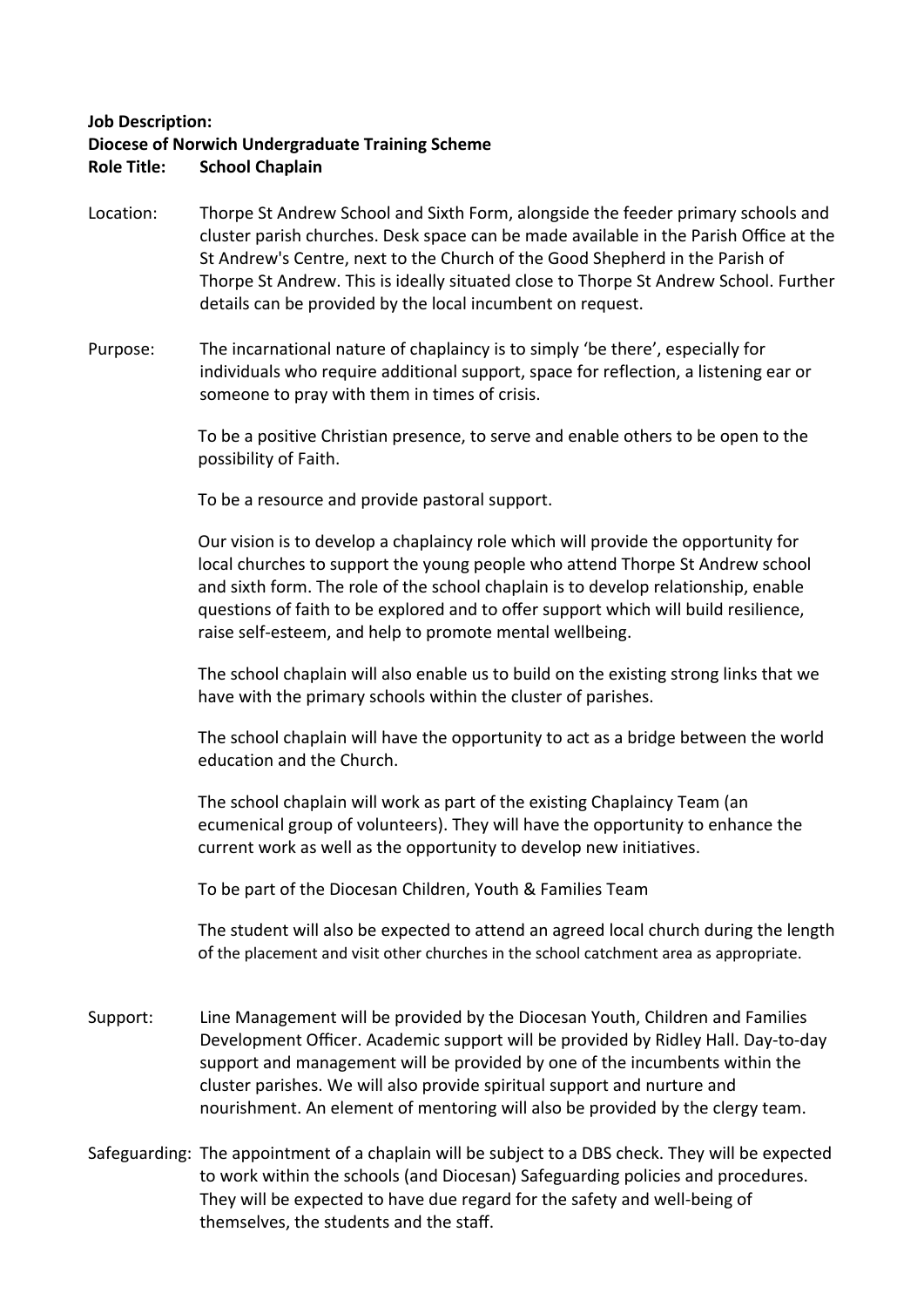**Job Description:**
**Diocese of Norwich Undergraduate Training Scheme**
**Role Title: School Chaplain**

Location: Thorpe St Andrew School and Sixth Form, alongside the feeder primary schools and cluster parish churches. Desk space can be made available in the Parish Office at the St Andrew's Centre, next to the Church of the Good Shepherd in the Parish of Thorpe St Andrew. This is ideally situated close to Thorpe St Andrew School. Further details can be provided by the local incumbent on request.

Purpose: The incarnational nature of chaplaincy is to simply 'be there', especially for individuals who require additional support, space for reflection, a listening ear or someone to pray with them in times of crisis.

To be a positive Christian presence, to serve and enable others to be open to the possibility of Faith.

To be a resource and provide pastoral support.

Our vision is to develop a chaplaincy role which will provide the opportunity for local churches to support the young people who attend Thorpe St Andrew school and sixth form. The role of the school chaplain is to develop relationship, enable questions of faith to be explored and to offer support which will build resilience, raise self-esteem, and help to promote mental wellbeing.

The school chaplain will also enable us to build on the existing strong links that we have with the primary schools within the cluster of parishes.

The school chaplain will have the opportunity to act as a bridge between the world education and the Church.

The school chaplain will work as part of the existing Chaplaincy Team (an ecumenical group of volunteers). They will have the opportunity to enhance the current work as well as the opportunity to develop new initiatives.

To be part of the Diocesan Children, Youth & Families Team

The student will also be expected to attend an agreed local church during the length of the placement and visit other churches in the school catchment area as appropriate.

Support: Line Management will be provided by the Diocesan Youth, Children and Families Development Officer. Academic support will be provided by Ridley Hall. Day-to-day support and management will be provided by one of the incumbents within the cluster parishes. We will also provide spiritual support and nurture and nourishment. An element of mentoring will also be provided by the clergy team.

Safeguarding: The appointment of a chaplain will be subject to a DBS check. They will be expected to work within the schools (and Diocesan) Safeguarding policies and procedures. They will be expected to have due regard for the safety and well-being of themselves, the students and the staff.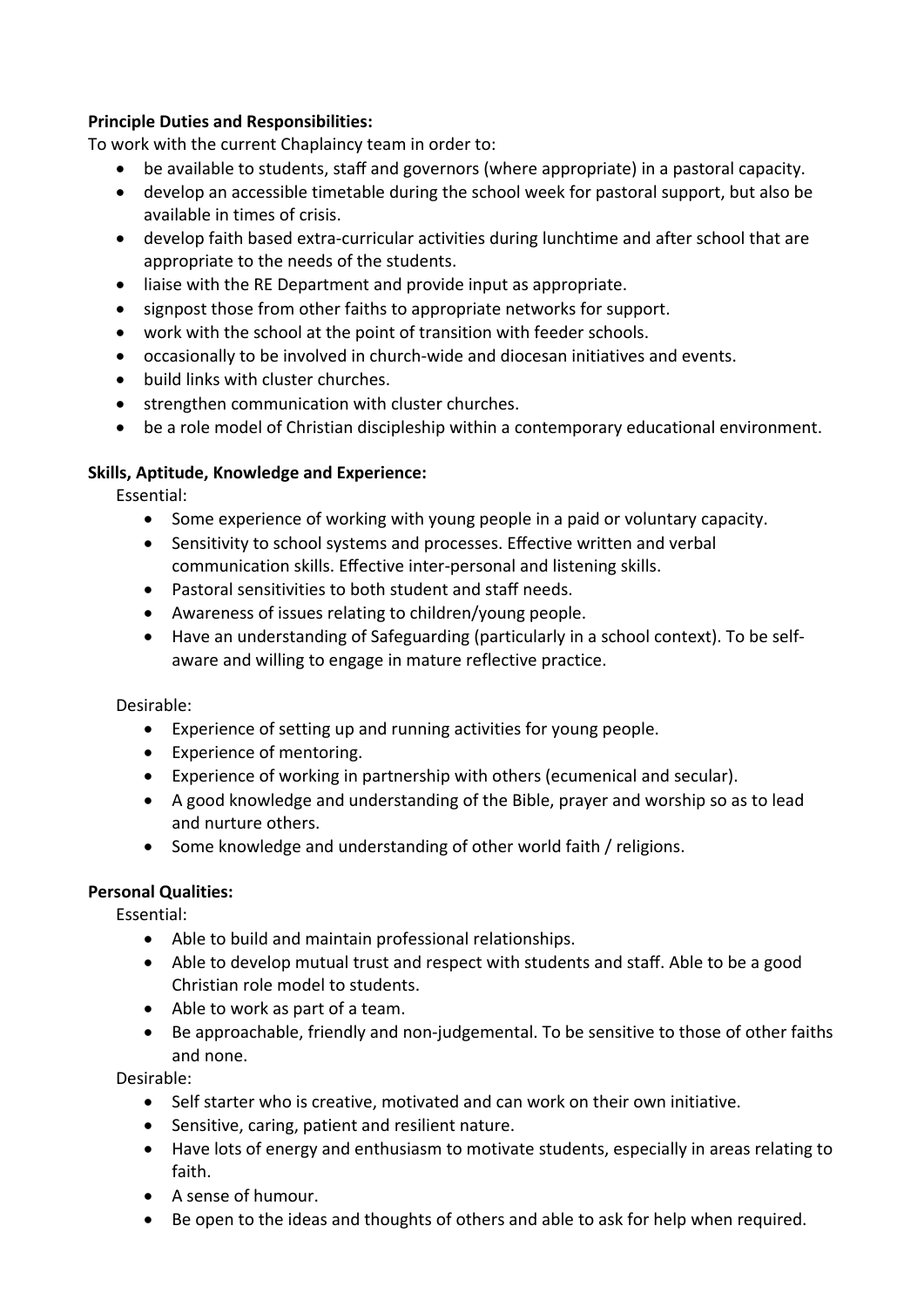**Principle Duties and Responsibilities:**

To work with the current Chaplaincy team in order to:

- be available to students, staff and governors (where appropriate) in a pastoral capacity.
- develop an accessible timetable during the school week for pastoral support, but also be available in times of crisis.
- develop faith based extra-curricular activities during lunchtime and after school that are appropriate to the needs of the students.
- liaise with the RE Department and provide input as appropriate.
- signpost those from other faiths to appropriate networks for support.
- work with the school at the point of transition with feeder schools.
- occasionally to be involved in church-wide and diocesan initiatives and events.
- build links with cluster churches.
- strengthen communication with cluster churches.
- be a role model of Christian discipleship within a contemporary educational environment.

**Skills, Aptitude, Knowledge and Experience:**

Essential:

- Some experience of working with young people in a paid or voluntary capacity.
- Sensitivity to school systems and processes. Effective written and verbal communication skills. Effective inter-personal and listening skills.
- Pastoral sensitivities to both student and staff needs.
- Awareness of issues relating to children/young people.
- Have an understanding of Safeguarding (particularly in a school context). To be self-aware and willing to engage in mature reflective practice.

Desirable:

- Experience of setting up and running activities for young people.
- Experience of mentoring.
- Experience of working in partnership with others (ecumenical and secular).
- A good knowledge and understanding of the Bible, prayer and worship so as to lead and nurture others.
- Some knowledge and understanding of other world faith / religions.

**Personal Qualities:**

Essential:

- Able to build and maintain professional relationships.
- Able to develop mutual trust and respect with students and staff. Able to be a good Christian role model to students.
- Able to work as part of a team.
- Be approachable, friendly and non-judgemental. To be sensitive to those of other faiths and none.

Desirable:

- Self starter who is creative, motivated and can work on their own initiative.
- Sensitive, caring, patient and resilient nature.
- Have lots of energy and enthusiasm to motivate students, especially in areas relating to faith.
- A sense of humour.
- Be open to the ideas and thoughts of others and able to ask for help when required.